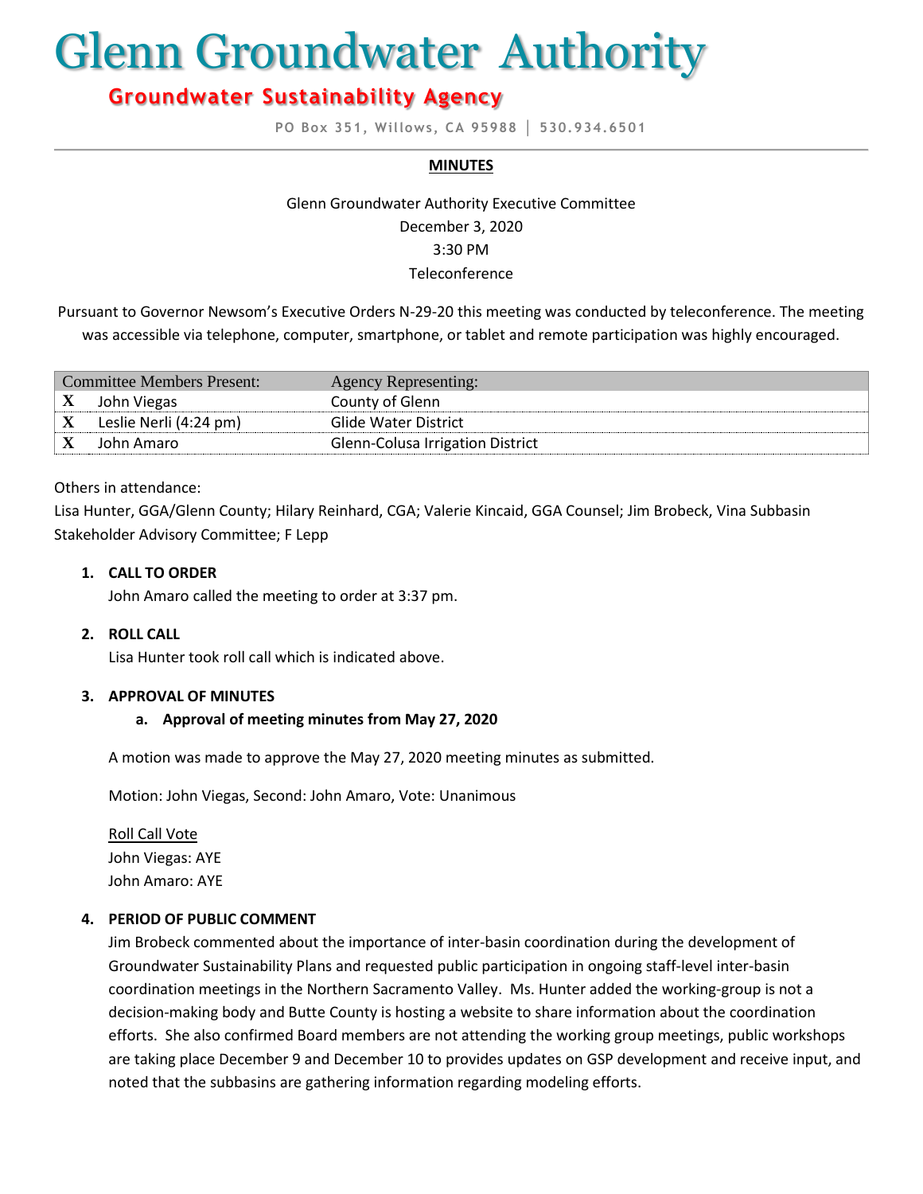# Glenn Groundwater Authority

## Groundwater Sustainability Agency

PO Box 351, Willows, CA 95988 │ 530.934.6501

**MINUTES**

Glenn Groundwater Authority Executive Committee
December 3, 2020
3:30 PM
Teleconference

Pursuant to Governor Newsom's Executive Orders N-29-20 this meeting was conducted by teleconference. The meeting was accessible via telephone, computer, smartphone, or tablet and remote participation was highly encouraged.

| Committee Members Present: | | Agency Representing: |
|---|---|---|
| X | John Viegas | County of Glenn |
| X | Leslie Nerli (4:24 pm) | Glide Water District |
| X | John Amaro | Glenn-Colusa Irrigation District |

Others in attendance:
Lisa Hunter, GGA/Glenn County; Hilary Reinhard, CGA; Valerie Kincaid, GGA Counsel; Jim Brobeck, Vina Subbasin Stakeholder Advisory Committee; F Lepp

1. **CALL TO ORDER**
   John Amaro called the meeting to order at 3:37 pm.

2. **ROLL CALL**
   Lisa Hunter took roll call which is indicated above.

3. **APPROVAL OF MINUTES**
   a. **Approval of meeting minutes from May 27, 2020**

   A motion was made to approve the May 27, 2020 meeting minutes as submitted.

   Motion: John Viegas, Second: John Amaro, Vote: Unanimous

   Roll Call Vote
   John Viegas: AYE
   John Amaro: AYE

4. **PERIOD OF PUBLIC COMMENT**
   Jim Brobeck commented about the importance of inter-basin coordination during the development of Groundwater Sustainability Plans and requested public participation in ongoing staff-level inter-basin coordination meetings in the Northern Sacramento Valley. Ms. Hunter added the working-group is not a decision-making body and Butte County is hosting a website to share information about the coordination efforts. She also confirmed Board members are not attending the working group meetings, public workshops are taking place December 9 and December 10 to provides updates on GSP development and receive input, and noted that the subbasins are gathering information regarding modeling efforts.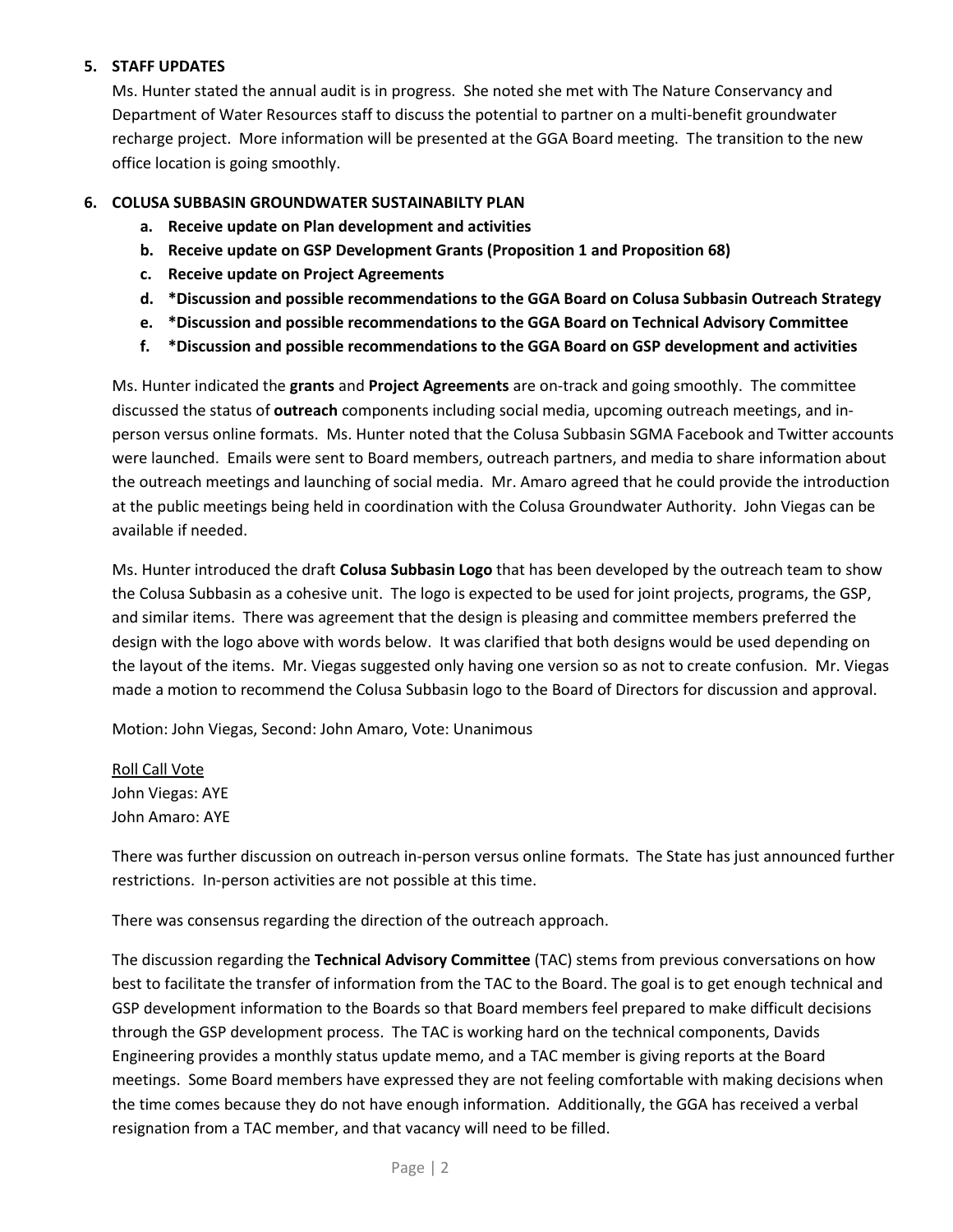## 5. STAFF UPDATES

Ms. Hunter stated the annual audit is in progress. She noted she met with The Nature Conservancy and Department of Water Resources staff to discuss the potential to partner on a multi-benefit groundwater recharge project. More information will be presented at the GGA Board meeting. The transition to the new office location is going smoothly.

## 6. COLUSA SUBBASIN GROUNDWATER SUSTAINABILTY PLAN

- **a. Receive update on Plan development and activities**
- **b. Receive update on GSP Development Grants (Proposition 1 and Proposition 68)**
- **c. Receive update on Project Agreements**
- **d. *Discussion and possible recommendations to the GGA Board on Colusa Subbasin Outreach Strategy**
- **e. *Discussion and possible recommendations to the GGA Board on Technical Advisory Committee**
- **f. *Discussion and possible recommendations to the GGA Board on GSP development and activities**

Ms. Hunter indicated the **grants** and **Project Agreements** are on-track and going smoothly. The committee discussed the status of **outreach** components including social media, upcoming outreach meetings, and in-person versus online formats. Ms. Hunter noted that the Colusa Subbasin SGMA Facebook and Twitter accounts were launched. Emails were sent to Board members, outreach partners, and media to share information about the outreach meetings and launching of social media. Mr. Amaro agreed that he could provide the introduction at the public meetings being held in coordination with the Colusa Groundwater Authority. John Viegas can be available if needed.

Ms. Hunter introduced the draft **Colusa Subbasin Logo** that has been developed by the outreach team to show the Colusa Subbasin as a cohesive unit. The logo is expected to be used for joint projects, programs, the GSP, and similar items. There was agreement that the design is pleasing and committee members preferred the design with the logo above with words below. It was clarified that both designs would be used depending on the layout of the items. Mr. Viegas suggested only having one version so as not to create confusion. Mr. Viegas made a motion to recommend the Colusa Subbasin logo to the Board of Directors for discussion and approval.

Motion: John Viegas, Second: John Amaro, Vote: Unanimous

Roll Call Vote
John Viegas: AYE
John Amaro: AYE

There was further discussion on outreach in-person versus online formats. The State has just announced further restrictions. In-person activities are not possible at this time.

There was consensus regarding the direction of the outreach approach.

The discussion regarding the **Technical Advisory Committee** (TAC) stems from previous conversations on how best to facilitate the transfer of information from the TAC to the Board. The goal is to get enough technical and GSP development information to the Boards so that Board members feel prepared to make difficult decisions through the GSP development process. The TAC is working hard on the technical components, Davids Engineering provides a monthly status update memo, and a TAC member is giving reports at the Board meetings. Some Board members have expressed they are not feeling comfortable with making decisions when the time comes because they do not have enough information. Additionally, the GGA has received a verbal resignation from a TAC member, and that vacancy will need to be filled.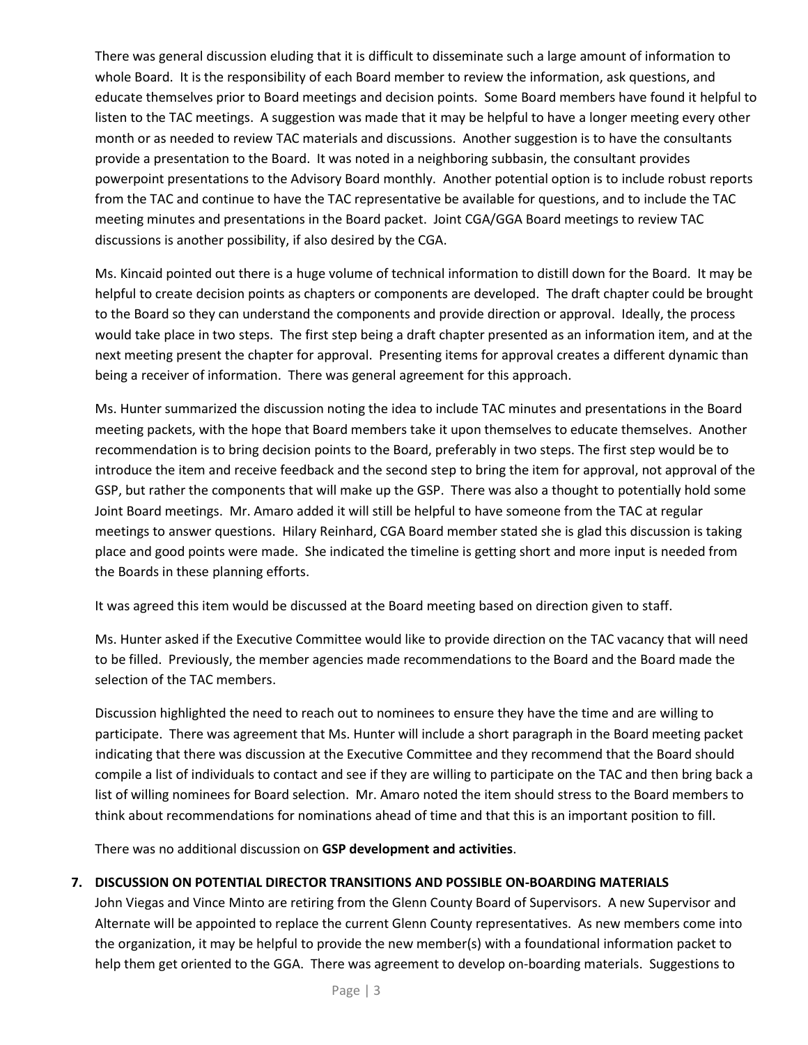There was general discussion eluding that it is difficult to disseminate such a large amount of information to whole Board. It is the responsibility of each Board member to review the information, ask questions, and educate themselves prior to Board meetings and decision points. Some Board members have found it helpful to listen to the TAC meetings. A suggestion was made that it may be helpful to have a longer meeting every other month or as needed to review TAC materials and discussions. Another suggestion is to have the consultants provide a presentation to the Board. It was noted in a neighboring subbasin, the consultant provides powerpoint presentations to the Advisory Board monthly. Another potential option is to include robust reports from the TAC and continue to have the TAC representative be available for questions, and to include the TAC meeting minutes and presentations in the Board packet. Joint CGA/GGA Board meetings to review TAC discussions is another possibility, if also desired by the CGA.

Ms. Kincaid pointed out there is a huge volume of technical information to distill down for the Board. It may be helpful to create decision points as chapters or components are developed. The draft chapter could be brought to the Board so they can understand the components and provide direction or approval. Ideally, the process would take place in two steps. The first step being a draft chapter presented as an information item, and at the next meeting present the chapter for approval. Presenting items for approval creates a different dynamic than being a receiver of information. There was general agreement for this approach.

Ms. Hunter summarized the discussion noting the idea to include TAC minutes and presentations in the Board meeting packets, with the hope that Board members take it upon themselves to educate themselves. Another recommendation is to bring decision points to the Board, preferably in two steps. The first step would be to introduce the item and receive feedback and the second step to bring the item for approval, not approval of the GSP, but rather the components that will make up the GSP. There was also a thought to potentially hold some Joint Board meetings. Mr. Amaro added it will still be helpful to have someone from the TAC at regular meetings to answer questions. Hilary Reinhard, CGA Board member stated she is glad this discussion is taking place and good points were made. She indicated the timeline is getting short and more input is needed from the Boards in these planning efforts.

It was agreed this item would be discussed at the Board meeting based on direction given to staff.

Ms. Hunter asked if the Executive Committee would like to provide direction on the TAC vacancy that will need to be filled. Previously, the member agencies made recommendations to the Board and the Board made the selection of the TAC members.

Discussion highlighted the need to reach out to nominees to ensure they have the time and are willing to participate. There was agreement that Ms. Hunter will include a short paragraph in the Board meeting packet indicating that there was discussion at the Executive Committee and they recommend that the Board should compile a list of individuals to contact and see if they are willing to participate on the TAC and then bring back a list of willing nominees for Board selection. Mr. Amaro noted the item should stress to the Board members to think about recommendations for nominations ahead of time and that this is an important position to fill.

There was no additional discussion on **GSP development and activities**.

**7. DISCUSSION ON POTENTIAL DIRECTOR TRANSITIONS AND POSSIBLE ON-BOARDING MATERIALS**

John Viegas and Vince Minto are retiring from the Glenn County Board of Supervisors. A new Supervisor and Alternate will be appointed to replace the current Glenn County representatives. As new members come into the organization, it may be helpful to provide the new member(s) with a foundational information packet to help them get oriented to the GGA. There was agreement to develop on-boarding materials. Suggestions to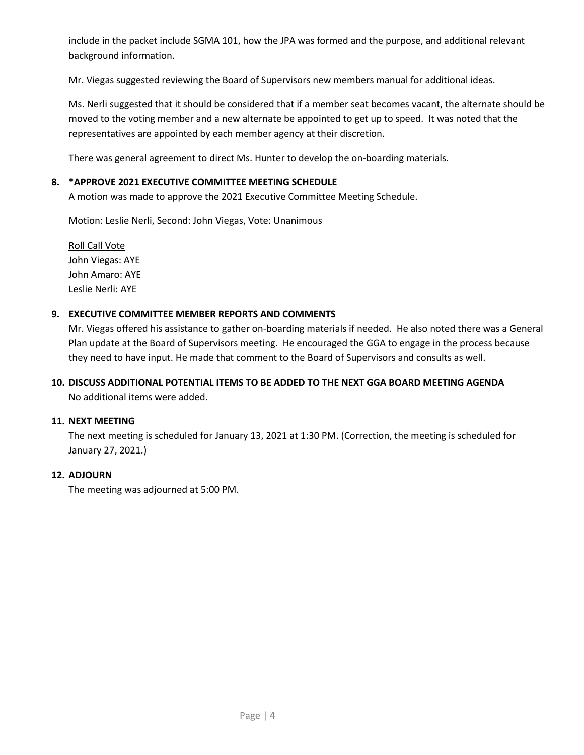include in the packet include SGMA 101, how the JPA was formed and the purpose, and additional relevant background information.

Mr. Viegas suggested reviewing the Board of Supervisors new members manual for additional ideas.

Ms. Nerli suggested that it should be considered that if a member seat becomes vacant, the alternate should be moved to the voting member and a new alternate be appointed to get up to speed. It was noted that the representatives are appointed by each member agency at their discretion.

There was general agreement to direct Ms. Hunter to develop the on-boarding materials.

**8. *APPROVE 2021 EXECUTIVE COMMITTEE MEETING SCHEDULE**

A motion was made to approve the 2021 Executive Committee Meeting Schedule.

Motion: Leslie Nerli, Second: John Viegas, Vote: Unanimous

Roll Call Vote
John Viegas: AYE
John Amaro: AYE
Leslie Nerli: AYE

**9. EXECUTIVE COMMITTEE MEMBER REPORTS AND COMMENTS**

Mr. Viegas offered his assistance to gather on-boarding materials if needed. He also noted there was a General Plan update at the Board of Supervisors meeting. He encouraged the GGA to engage in the process because they need to have input. He made that comment to the Board of Supervisors and consults as well.

**10. DISCUSS ADDITIONAL POTENTIAL ITEMS TO BE ADDED TO THE NEXT GGA BOARD MEETING AGENDA**

No additional items were added.

**11. NEXT MEETING**

The next meeting is scheduled for January 13, 2021 at 1:30 PM. (Correction, the meeting is scheduled for January 27, 2021.)

**12. ADJOURN**

The meeting was adjourned at 5:00 PM.